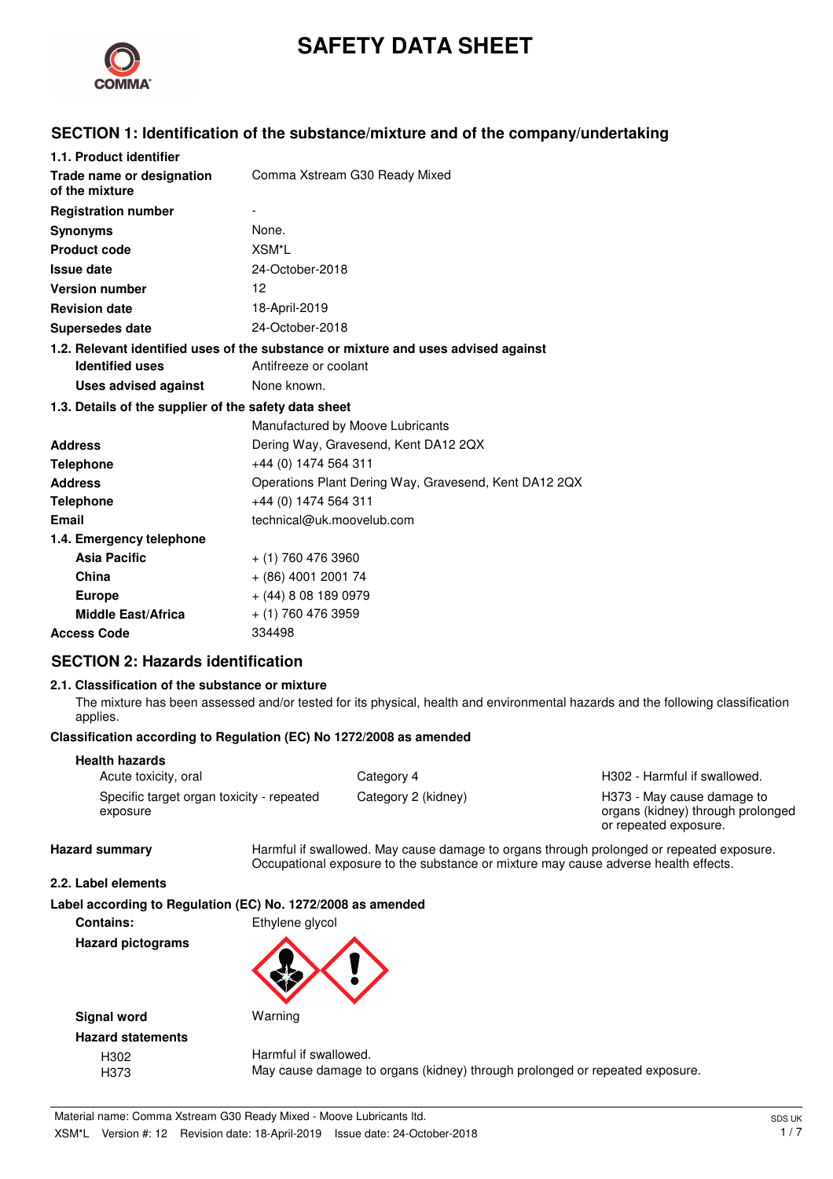# SAFETY DATA SHEET

## SECTION 1: Identification of the substance/mixture and of the company/undertaking

**1.1. Product identifier**

| | |
|---|---|
| **Trade name or designation of the mixture** | Comma Xstream G30 Ready Mixed |
| **Registration number** | - |
| **Synonyms** | None. |
| **Product code** | XSM*L |
| **Issue date** | 24-October-2018 |
| **Version number** | 12 |
| **Revision date** | 18-April-2019 |
| **Supersedes date** | 24-October-2018 |

**1.2. Relevant identified uses of the substance or mixture and uses advised against**

| | |
|---|---|
| **Identified uses** | Antifreeze or coolant |
| **Uses advised against** | None known. |

**1.3. Details of the supplier of the safety data sheet**

| | |
|---|---|
| | Manufactured by Moove Lubricants |
| **Address** | Dering Way, Gravesend, Kent DA12 2QX |
| **Telephone** | +44 (0) 1474 564 311 |
| **Address** | Operations Plant Dering Way, Gravesend, Kent DA12 2QX |
| **Telephone** | +44 (0) 1474 564 311 |
| **Email** | technical@uk.moovelub.com |

**1.4. Emergency telephone**

| | |
|---|---|
| **Asia Pacific** | + (1) 760 476 3960 |
| **China** | + (86) 4001 2001 74 |
| **Europe** | + (44) 8 08 189 0979 |
| **Middle East/Africa** | + (1) 760 476 3959 |
| **Access Code** | 334498 |

## SECTION 2: Hazards identification

**2.1. Classification of the substance or mixture**

The mixture has been assessed and/or tested for its physical, health and environmental hazards and the following classification applies.

**Classification according to Regulation (EC) No 1272/2008 as amended**

**Health hazards**

| | | |
|---|---|---|
| Acute toxicity, oral | Category 4 | H302 - Harmful if swallowed. |
| Specific target organ toxicity - repeated exposure | Category 2 (kidney) | H373 - May cause damage to organs (kidney) through prolonged or repeated exposure. |

**Hazard summary** Harmful if swallowed. May cause damage to organs through prolonged or repeated exposure. Occupational exposure to the substance or mixture may cause adverse health effects.

**2.2. Label elements**

**Label according to Regulation (EC) No. 1272/2008 as amended**

**Contains:** Ethylene glycol

**Hazard pictograms**

**Signal word** Warning

**Hazard statements**

| | |
|---|---|
| H302 | Harmful if swallowed. |
| H373 | May cause damage to organs (kidney) through prolonged or repeated exposure. |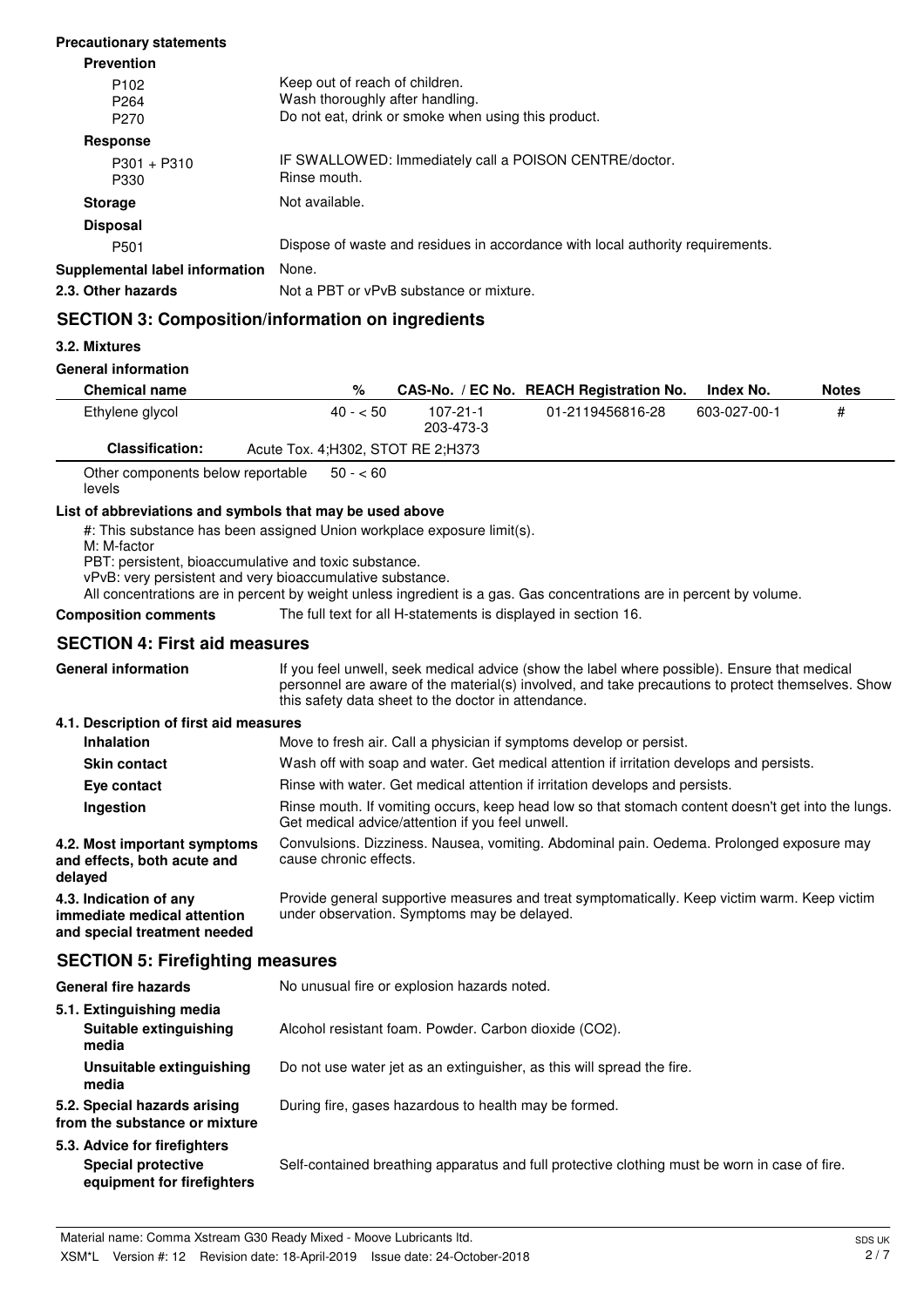**Precautionary statements**

**Prevention**

| | |
|---|---|
| P102 | Keep out of reach of children. |
| P264 | Wash thoroughly after handling. |
| P270 | Do not eat, drink or smoke when using this product. |

**Response**

| | |
|---|---|
| P301 + P310 | IF SWALLOWED: Immediately call a POISON CENTRE/doctor. |
| P330 | Rinse mouth. |

**Storage** Not available.

**Disposal**

| | |
|---|---|
| P501 | Dispose of waste and residues in accordance with local authority requirements. |

**Supplemental label information** None.

**2.3. Other hazards** Not a PBT or vPvB substance or mixture.

## SECTION 3: Composition/information on ingredients

### 3.2. Mixtures

**General information**

| Chemical name | % | CAS-No. / EC No. | REACH Registration No. | Index No. | Notes |
|---|---|---|---|---|---|
| Ethylene glycol | 40 - < 50 | 107-21-1 203-473-3 | 01-2119456816-28 | 603-027-00-1 | # |
| **Classification:** | Acute Tox. 4;H302, STOT RE 2;H373 | | | | |
| Other components below reportable levels | 50 - < 60 | | | | |

**List of abbreviations and symbols that may be used above**

#: This substance has been assigned Union workplace exposure limit(s).
M: M-factor
PBT: persistent, bioaccumulative and toxic substance.
vPvB: very persistent and very bioaccumulative substance.
All concentrations are in percent by weight unless ingredient is a gas. Gas concentrations are in percent by volume.

**Composition comments** The full text for all H-statements is displayed in section 16.

## SECTION 4: First aid measures

**General information** If you feel unwell, seek medical advice (show the label where possible). Ensure that medical personnel are aware of the material(s) involved, and take precautions to protect themselves. Show this safety data sheet to the doctor in attendance.

**4.1. Description of first aid measures**

| | |
|---|---|
| **Inhalation** | Move to fresh air. Call a physician if symptoms develop or persist. |
| **Skin contact** | Wash off with soap and water. Get medical attention if irritation develops and persists. |
| **Eye contact** | Rinse with water. Get medical attention if irritation develops and persists. |
| **Ingestion** | Rinse mouth. If vomiting occurs, keep head low so that stomach content doesn't get into the lungs. Get medical advice/attention if you feel unwell. |

**4.2. Most important symptoms and effects, both acute and delayed** Convulsions. Dizziness. Nausea, vomiting. Abdominal pain. Oedema. Prolonged exposure may cause chronic effects.

**4.3. Indication of any immediate medical attention and special treatment needed** Provide general supportive measures and treat symptomatically. Keep victim warm. Keep victim under observation. Symptoms may be delayed.

## SECTION 5: Firefighting measures

**General fire hazards** No unusual fire or explosion hazards noted.

**5.1. Extinguishing media**

| | |
|---|---|
| **Suitable extinguishing media** | Alcohol resistant foam. Powder. Carbon dioxide ($CO_2$). |
| **Unsuitable extinguishing media** | Do not use water jet as an extinguisher, as this will spread the fire. |

**5.2. Special hazards arising from the substance or mixture** During fire, gases hazardous to health may be formed.

**5.3. Advice for firefighters**

**Special protective equipment for firefighters** Self-contained breathing apparatus and full protective clothing must be worn in case of fire.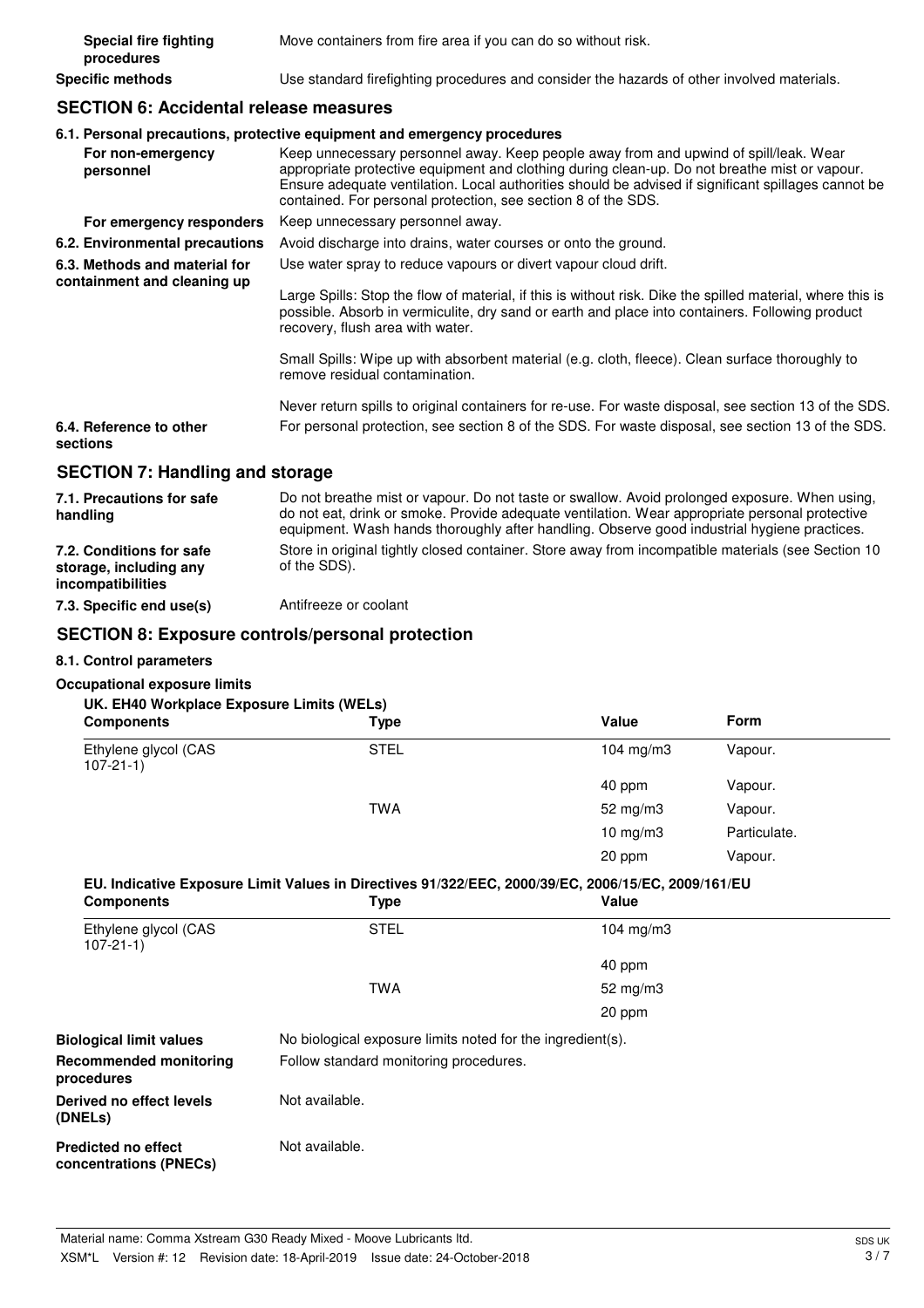| | |
|---|---|
| **Special fire fighting procedures** | Move containers from fire area if you can do so without risk. |
| **Specific methods** | Use standard firefighting procedures and consider the hazards of other involved materials. |

## SECTION 6: Accidental release measures

### 6.1. Personal precautions, protective equipment and emergency procedures

| | |
|---|---|
| **For non-emergency personnel** | Keep unnecessary personnel away. Keep people away from and upwind of spill/leak. Wear appropriate protective equipment and clothing during clean-up. Do not breathe mist or vapour. Ensure adequate ventilation. Local authorities should be advised if significant spillages cannot be contained. For personal protection, see section 8 of the SDS. |
| **For emergency responders** | Keep unnecessary personnel away. |
| **6.2. Environmental precautions** | Avoid discharge into drains, water courses or onto the ground. |
| **6.3. Methods and material for containment and cleaning up** | Use water spray to reduce vapours or divert vapour cloud drift.<br><br>Large Spills: Stop the flow of material, if this is without risk. Dike the spilled material, where this is possible. Absorb in vermiculite, dry sand or earth and place into containers. Following product recovery, flush area with water.<br><br>Small Spills: Wipe up with absorbent material (e.g. cloth, fleece). Clean surface thoroughly to remove residual contamination.<br><br>Never return spills to original containers for re-use. For waste disposal, see section 13 of the SDS. |
| **6.4. Reference to other sections** | For personal protection, see section 8 of the SDS. For waste disposal, see section 13 of the SDS. |

## SECTION 7: Handling and storage

| | |
|---|---|
| **7.1. Precautions for safe handling** | Do not breathe mist or vapour. Do not taste or swallow. Avoid prolonged exposure. When using, do not eat, drink or smoke. Provide adequate ventilation. Wear appropriate personal protective equipment. Wash hands thoroughly after handling. Observe good industrial hygiene practices. |
| **7.2. Conditions for safe storage, including any incompatibilities** | Store in original tightly closed container. Store away from incompatible materials (see Section 10 of the SDS). |
| **7.3. Specific end use(s)** | Antifreeze or coolant |

## SECTION 8: Exposure controls/personal protection

### 8.1. Control parameters

**Occupational exposure limits**

**UK. EH40 Workplace Exposure Limits (WELs)**

| Components | Type | Value | Form |
|---|---|---|---|
| Ethylene glycol (CAS 107-21-1) | STEL | 104 mg/m3 | Vapour. |
| | | 40 ppm | Vapour. |
| | TWA | 52 mg/m3 | Vapour. |
| | | 10 mg/m3 | Particulate. |
| | | 20 ppm | Vapour. |

**EU. Indicative Exposure Limit Values in Directives 91/322/EEC, 2000/39/EC, 2006/15/EC, 2009/161/EU**

| Components | Type | Value |
|---|---|---|
| Ethylene glycol (CAS 107-21-1) | STEL | 104 mg/m3 |
| | | 40 ppm |
| | TWA | 52 mg/m3 |
| | | 20 ppm |

| | |
|---|---|
| **Biological limit values** | No biological exposure limits noted for the ingredient(s). |
| **Recommended monitoring procedures** | Follow standard monitoring procedures. |
| **Derived no effect levels (DNELs)** | Not available. |
| **Predicted no effect concentrations (PNECs)** | Not available. |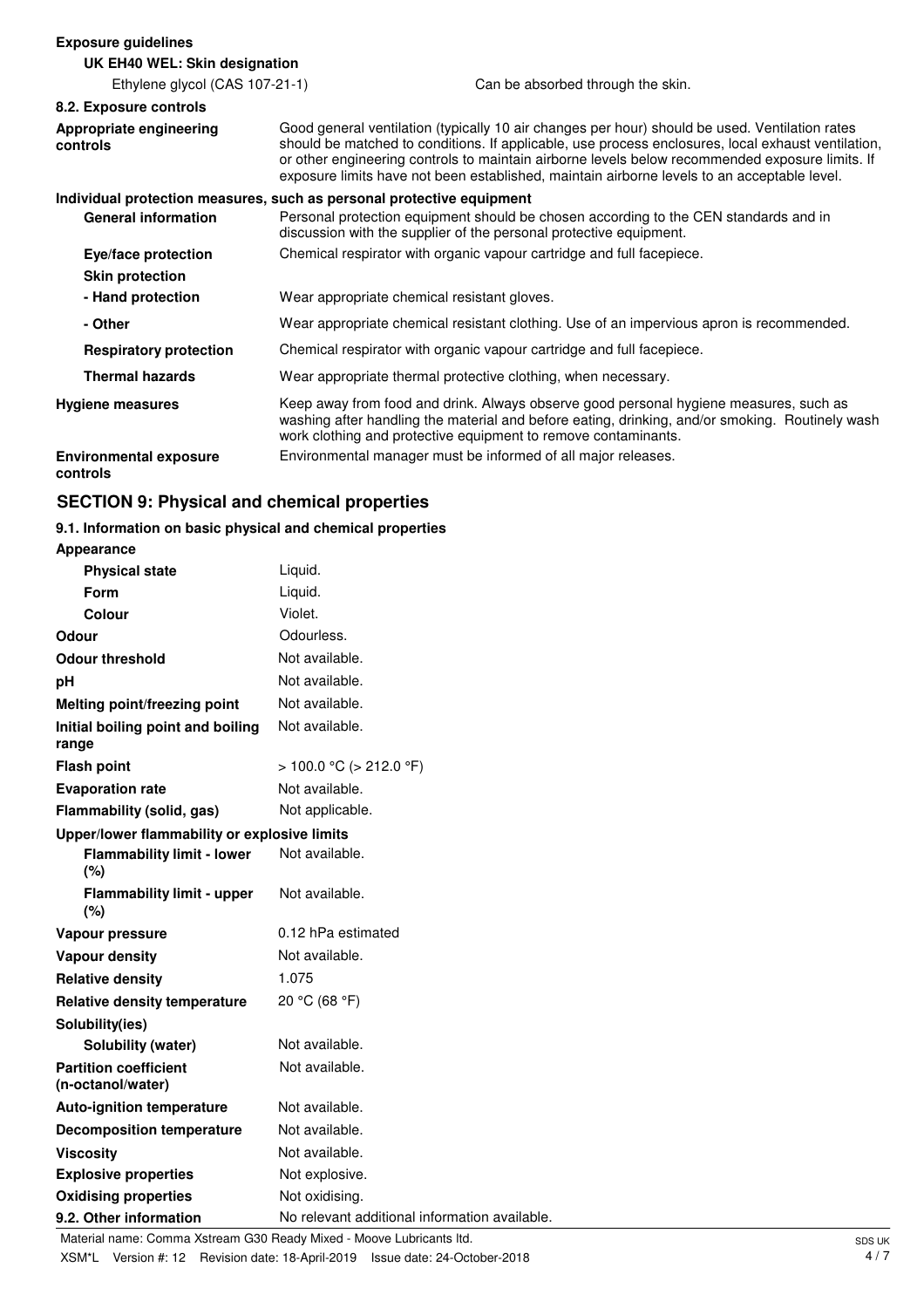**Exposure guidelines**

**UK EH40 WEL: Skin designation**

| | |
|---|---|
| Ethylene glycol (CAS 107-21-1) | Can be absorbed through the skin. |

**8.2. Exposure controls**

| | |
|---|---|
| **Appropriate engineering controls** | Good general ventilation (typically 10 air changes per hour) should be used. Ventilation rates should be matched to conditions. If applicable, use process enclosures, local exhaust ventilation, or other engineering controls to maintain airborne levels below recommended exposure limits. If exposure limits have not been established, maintain airborne levels to an acceptable level. |

**Individual protection measures, such as personal protective equipment**

| | |
|---|---|
| **General information** | Personal protection equipment should be chosen according to the CEN standards and in discussion with the supplier of the personal protective equipment. |
| **Eye/face protection** | Chemical respirator with organic vapour cartridge and full facepiece. |
| **Skin protection** | |
| **- Hand protection** | Wear appropriate chemical resistant gloves. |
| **- Other** | Wear appropriate chemical resistant clothing. Use of an impervious apron is recommended. |
| **Respiratory protection** | Chemical respirator with organic vapour cartridge and full facepiece. |
| **Thermal hazards** | Wear appropriate thermal protective clothing, when necessary. |
| **Hygiene measures** | Keep away from food and drink. Always observe good personal hygiene measures, such as washing after handling the material and before eating, drinking, and/or smoking. Routinely wash work clothing and protective equipment to remove contaminants. |
| **Environmental exposure controls** | Environmental manager must be informed of all major releases. |

## SECTION 9: Physical and chemical properties

**9.1. Information on basic physical and chemical properties**

| | |
|---|---|
| **Appearance** | |
| **Physical state** | Liquid. |
| **Form** | Liquid. |
| **Colour** | Violet. |
| **Odour** | Odourless. |
| **Odour threshold** | Not available. |
| **pH** | Not available. |
| **Melting point/freezing point** | Not available. |
| **Initial boiling point and boiling range** | Not available. |
| **Flash point** | > 100.0 °C (> 212.0 °F) |
| **Evaporation rate** | Not available. |
| **Flammability (solid, gas)** | Not applicable. |
| **Upper/lower flammability or explosive limits** | |
| **Flammability limit - lower (%)** | Not available. |
| **Flammability limit - upper (%)** | Not available. |
| **Vapour pressure** | 0.12 hPa estimated |
| **Vapour density** | Not available. |
| **Relative density** | 1.075 |
| **Relative density temperature** | 20 °C (68 °F) |
| **Solubility(ies)** | |
| **Solubility (water)** | Not available. |
| **Partition coefficient (n-octanol/water)** | Not available. |
| **Auto-ignition temperature** | Not available. |
| **Decomposition temperature** | Not available. |
| **Viscosity** | Not available. |
| **Explosive properties** | Not explosive. |
| **Oxidising properties** | Not oxidising. |
| **9.2. Other information** | No relevant additional information available. |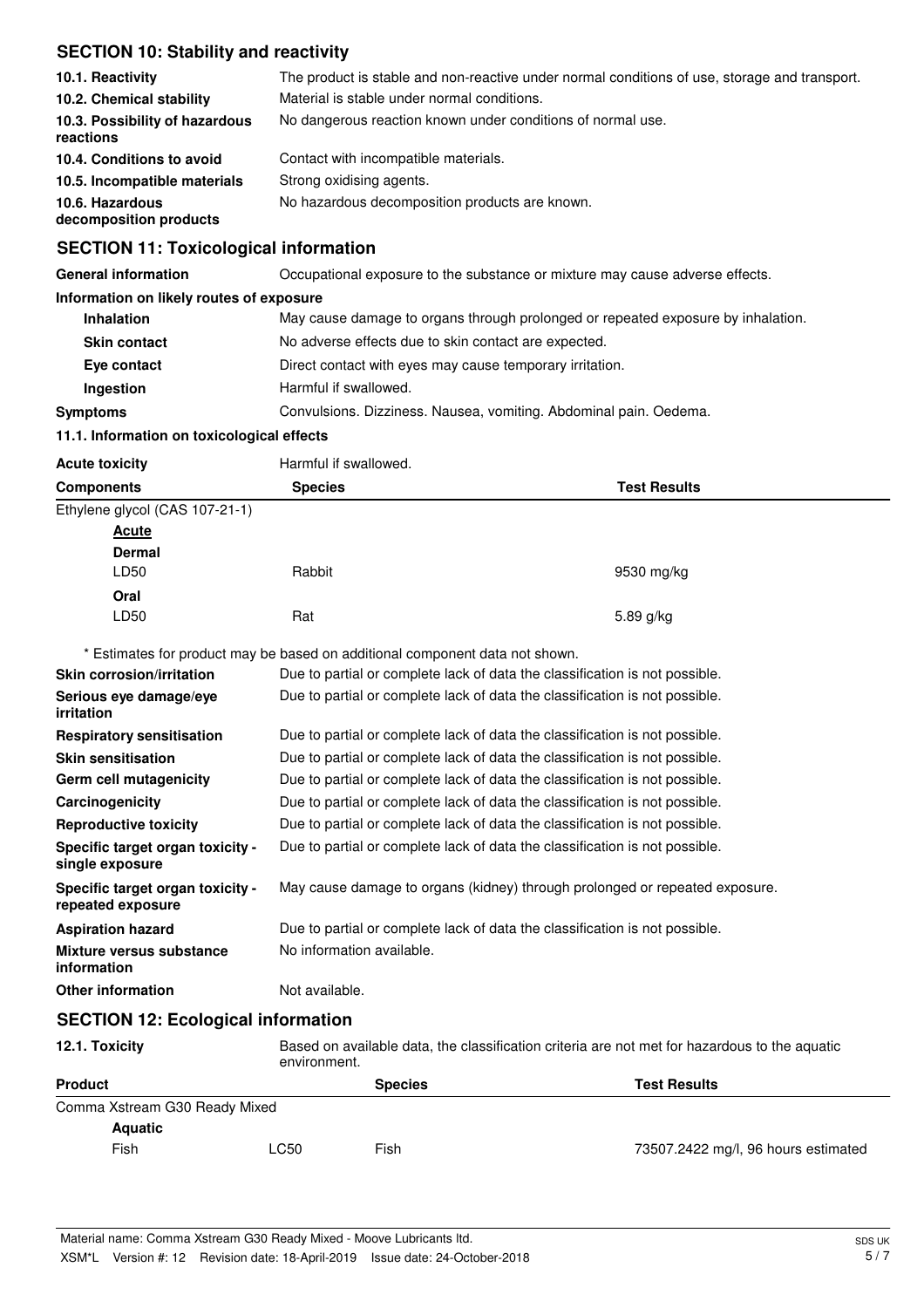## SECTION 10: Stability and reactivity

| | |
|---|---|
| **10.1. Reactivity** | The product is stable and non-reactive under normal conditions of use, storage and transport. |
| **10.2. Chemical stability** | Material is stable under normal conditions. |
| **10.3. Possibility of hazardous reactions** | No dangerous reaction known under conditions of normal use. |
| **10.4. Conditions to avoid** | Contact with incompatible materials. |
| **10.5. Incompatible materials** | Strong oxidising agents. |
| **10.6. Hazardous decomposition products** | No hazardous decomposition products are known. |

## SECTION 11: Toxicological information

| | |
|---|---|
| **General information** | Occupational exposure to the substance or mixture may cause adverse effects. |

**Information on likely routes of exposure**

| | |
|---|---|
| **Inhalation** | May cause damage to organs through prolonged or repeated exposure by inhalation. |
| **Skin contact** | No adverse effects due to skin contact are expected. |
| **Eye contact** | Direct contact with eyes may cause temporary irritation. |
| **Ingestion** | Harmful if swallowed. |
| **Symptoms** | Convulsions. Dizziness. Nausea, vomiting. Abdominal pain. Oedema. |

**11.1. Information on toxicological effects**

| | |
|---|---|
| **Acute toxicity** | Harmful if swallowed. |

| Components | Species | Test Results |
|---|---|---|
| Ethylene glycol (CAS 107-21-1) | | |
| **Acute** | | |
| **Dermal** | | |
| LD50 | Rabbit | 9530 mg/kg |
| **Oral** | | |
| LD50 | Rat | 5.89 g/kg |

\* Estimates for product may be based on additional component data not shown.

| | |
|---|---|
| **Skin corrosion/irritation** | Due to partial or complete lack of data the classification is not possible. |
| **Serious eye damage/eye irritation** | Due to partial or complete lack of data the classification is not possible. |
| **Respiratory sensitisation** | Due to partial or complete lack of data the classification is not possible. |
| **Skin sensitisation** | Due to partial or complete lack of data the classification is not possible. |
| **Germ cell mutagenicity** | Due to partial or complete lack of data the classification is not possible. |
| **Carcinogenicity** | Due to partial or complete lack of data the classification is not possible. |
| **Reproductive toxicity** | Due to partial or complete lack of data the classification is not possible. |
| **Specific target organ toxicity - single exposure** | Due to partial or complete lack of data the classification is not possible. |
| **Specific target organ toxicity - repeated exposure** | May cause damage to organs (kidney) through prolonged or repeated exposure. |
| **Aspiration hazard** | Due to partial or complete lack of data the classification is not possible. |
| **Mixture versus substance information** | No information available. |
| **Other information** | Not available. |

## SECTION 12: Ecological information

| | |
|---|---|
| **12.1. Toxicity** | Based on available data, the classification criteria are not met for hazardous to the aquatic environment. |

| Product | | Species | Test Results |
|---|---|---|---|
| Comma Xstream G30 Ready Mixed | | | |
| **Aquatic** | | | |
| Fish | LC50 | Fish | 73507.2422 mg/l, 96 hours estimated |

Material name: Comma Xstream G30 Ready Mixed - Moove Lubricants ltd.
XSM*L Version #: 12 Revision date: 18-April-2019 Issue date: 24-October-2018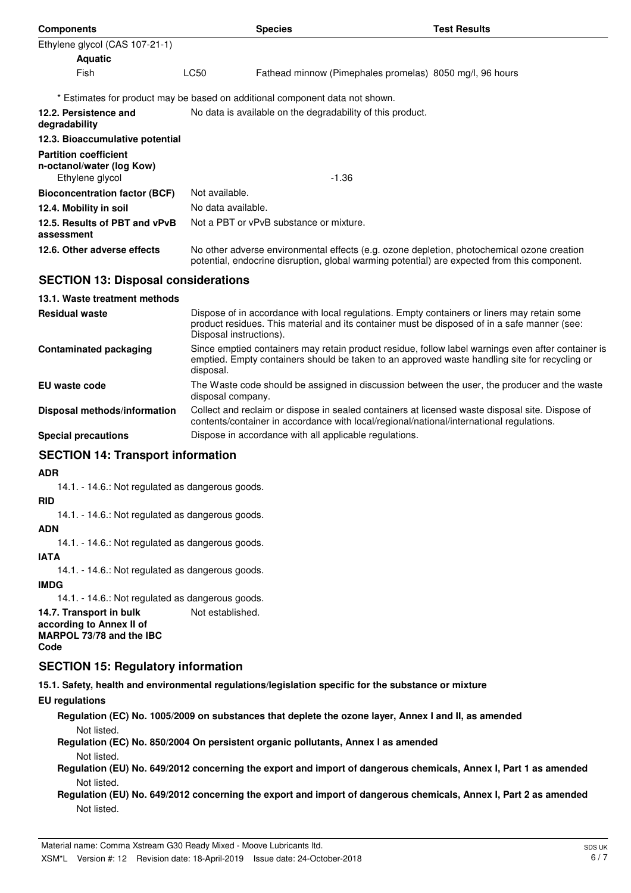| Components | | Species | Test Results |
|---|---|---|---|
| Ethylene glycol (CAS 107-21-1) | | | |
| **Aquatic** | | | |
| Fish | LC50 | Fathead minnow (Pimephales promelas) | 8050 mg/l, 96 hours |

\* Estimates for product may be based on additional component data not shown.

| | |
|---|---|
| **12.2. Persistence and degradability** | No data is available on the degradability of this product. |
| **12.3. Bioaccumulative potential** | |
| **Partition coefficient n-octanol/water (log Kow)** | |
| Ethylene glycol | -1.36 |
| **Bioconcentration factor (BCF)** | Not available. |
| **12.4. Mobility in soil** | No data available. |
| **12.5. Results of PBT and vPvB assessment** | Not a PBT or vPvB substance or mixture. |
| **12.6. Other adverse effects** | No other adverse environmental effects (e.g. ozone depletion, photochemical ozone creation potential, endocrine disruption, global warming potential) are expected from this component. |

## SECTION 13: Disposal considerations

**13.1. Waste treatment methods**

| | |
|---|---|
| **Residual waste** | Dispose of in accordance with local regulations. Empty containers or liners may retain some product residues. This material and its container must be disposed of in a safe manner (see: Disposal instructions). |
| **Contaminated packaging** | Since emptied containers may retain product residue, follow label warnings even after container is emptied. Empty containers should be taken to an approved waste handling site for recycling or disposal. |
| **EU waste code** | The Waste code should be assigned in discussion between the user, the producer and the waste disposal company. |
| **Disposal methods/information** | Collect and reclaim or dispose in sealed containers at licensed waste disposal site. Dispose of contents/container in accordance with local/regional/national/international regulations. |
| **Special precautions** | Dispose in accordance with all applicable regulations. |

## SECTION 14: Transport information

**ADR**

14.1. - 14.6.: Not regulated as dangerous goods.

**RID**

14.1. - 14.6.: Not regulated as dangerous goods.

**ADN**

14.1. - 14.6.: Not regulated as dangerous goods.

**IATA**

14.1. - 14.6.: Not regulated as dangerous goods.

**IMDG**

14.1. - 14.6.: Not regulated as dangerous goods.

**14.7. Transport in bulk according to Annex II of MARPOL 73/78 and the IBC Code** Not established.

## SECTION 15: Regulatory information

**15.1. Safety, health and environmental regulations/legislation specific for the substance or mixture**

**EU regulations**

**Regulation (EC) No. 1005/2009 on substances that deplete the ozone layer, Annex I and II, as amended**

Not listed.

**Regulation (EC) No. 850/2004 On persistent organic pollutants, Annex I as amended**

Not listed.

**Regulation (EU) No. 649/2012 concerning the export and import of dangerous chemicals, Annex I, Part 1 as amended**

Not listed.

**Regulation (EU) No. 649/2012 concerning the export and import of dangerous chemicals, Annex I, Part 2 as amended**

Not listed.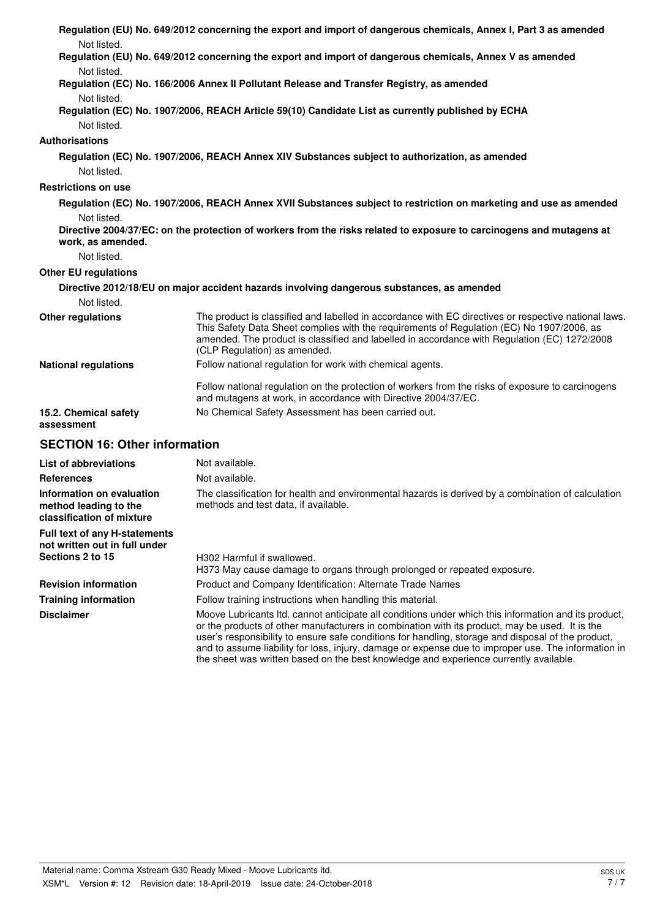**Regulation (EU) No. 649/2012 concerning the export and import of dangerous chemicals, Annex I, Part 3 as amended**

Not listed.

**Regulation (EU) No. 649/2012 concerning the export and import of dangerous chemicals, Annex V as amended**

Not listed.

**Regulation (EC) No. 166/2006 Annex II Pollutant Release and Transfer Registry, as amended**

Not listed.

**Regulation (EC) No. 1907/2006, REACH Article 59(10) Candidate List as currently published by ECHA**

Not listed.

**Authorisations**

**Regulation (EC) No. 1907/2006, REACH Annex XIV Substances subject to authorization, as amended**

Not listed.

**Restrictions on use**

**Regulation (EC) No. 1907/2006, REACH Annex XVII Substances subject to restriction on marketing and use as amended**

Not listed.

**Directive 2004/37/EC: on the protection of workers from the risks related to exposure to carcinogens and mutagens at work, as amended.**

Not listed.

**Other EU regulations**

**Directive 2012/18/EU on major accident hazards involving dangerous substances, as amended**

Not listed.

**Other regulations**

The product is classified and labelled in accordance with EC directives or respective national laws. This Safety Data Sheet complies with the requirements of Regulation (EC) No 1907/2006, as amended. The product is classified and labelled in accordance with Regulation (EC) 1272/2008 (CLP Regulation) as amended.

**National regulations**

Follow national regulation for work with chemical agents.

Follow national regulation on the protection of workers from the risks of exposure to carcinogens and mutagens at work, in accordance with Directive 2004/37/EC.

**15.2. Chemical safety assessment**

No Chemical Safety Assessment has been carried out.

## SECTION 16: Other information

**List of abbreviations**

Not available.

**References**

Not available.

**Information on evaluation method leading to the classification of mixture**

The classification for health and environmental hazards is derived by a combination of calculation methods and test data, if available.

**Full text of any H-statements not written out in full under Sections 2 to 15**

H302 Harmful if swallowed.
H373 May cause damage to organs through prolonged or repeated exposure.

**Revision information**

Product and Company Identification: Alternate Trade Names

**Training information**

Follow training instructions when handling this material.

**Disclaimer**

Moove Lubricants ltd. cannot anticipate all conditions under which this information and its product, or the products of other manufacturers in combination with its product, may be used. It is the user's responsibility to ensure safe conditions for handling, storage and disposal of the product, and to assume liability for loss, injury, damage or expense due to improper use. The information in the sheet was written based on the best knowledge and experience currently available.